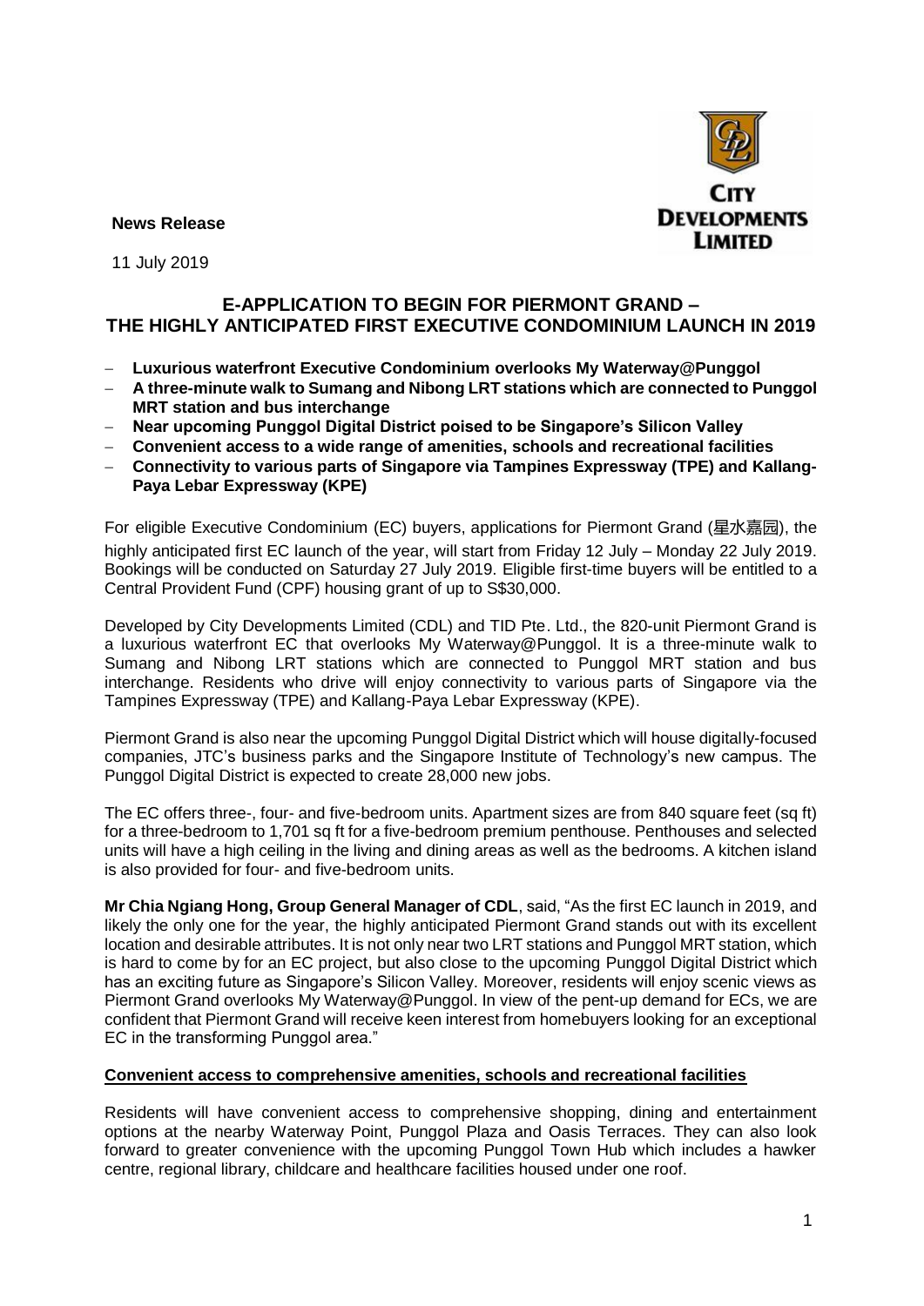**News Release**

11 July 2019

## E-APPLICATION TO BEGIN FOR PIERMONT GRAND – THE HIGHLY ANTICIPATED FIRST EXECUTIVE CONDOMINIUM LAUNCH IN 2019

- **Luxurious waterfront Executive Condominium overlooks My Waterway@Punggol**
- **A three-minute walk to Sumang and Nibong LRT stations which are connected to Punggol MRT station and bus interchange**
- **Near upcoming Punggol Digital District poised to be Singapore's Silicon Valley**
- **Convenient access to a wide range of amenities, schools and recreational facilities**
- **Connectivity to various parts of Singapore via Tampines Expressway (TPE) and Kallang-Paya Lebar Expressway (KPE)**

For eligible Executive Condominium (EC) buyers, applications for Piermont Grand (星水嘉园), the highly anticipated first EC launch of the year, will start from Friday 12 July – Monday 22 July 2019. Bookings will be conducted on Saturday 27 July 2019. Eligible first-time buyers will be entitled to a Central Provident Fund (CPF) housing grant of up to S$30,000.

Developed by City Developments Limited (CDL) and TID Pte. Ltd., the 820-unit Piermont Grand is a luxurious waterfront EC that overlooks My Waterway@Punggol. It is a three-minute walk to Sumang and Nibong LRT stations which are connected to Punggol MRT station and bus interchange. Residents who drive will enjoy connectivity to various parts of Singapore via the Tampines Expressway (TPE) and Kallang-Paya Lebar Expressway (KPE).

Piermont Grand is also near the upcoming Punggol Digital District which will house digitally-focused companies, JTC's business parks and the Singapore Institute of Technology's new campus. The Punggol Digital District is expected to create 28,000 new jobs.

The EC offers three-, four- and five-bedroom units. Apartment sizes are from 840 square feet (sq ft) for a three-bedroom to 1,701 sq ft for a five-bedroom premium penthouse. Penthouses and selected units will have a high ceiling in the living and dining areas as well as the bedrooms. A kitchen island is also provided for four- and five-bedroom units.

**Mr Chia Ngiang Hong, Group General Manager of CDL**, said, "As the first EC launch in 2019, and likely the only one for the year, the highly anticipated Piermont Grand stands out with its excellent location and desirable attributes. It is not only near two LRT stations and Punggol MRT station, which is hard to come by for an EC project, but also close to the upcoming Punggol Digital District which has an exciting future as Singapore's Silicon Valley. Moreover, residents will enjoy scenic views as Piermont Grand overlooks My Waterway@Punggol. In view of the pent-up demand for ECs, we are confident that Piermont Grand will receive keen interest from homebuyers looking for an exceptional EC in the transforming Punggol area."

### Convenient access to comprehensive amenities, schools and recreational facilities

Residents will have convenient access to comprehensive shopping, dining and entertainment options at the nearby Waterway Point, Punggol Plaza and Oasis Terraces. They can also look forward to greater convenience with the upcoming Punggol Town Hub which includes a hawker centre, regional library, childcare and healthcare facilities housed under one roof.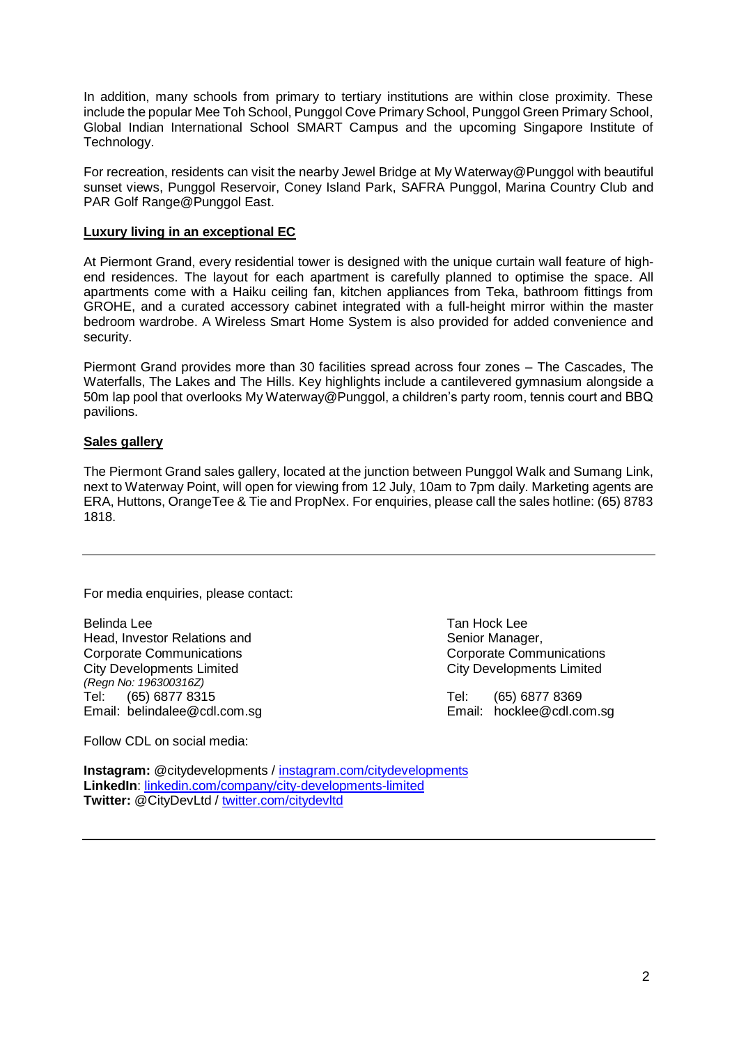In addition, many schools from primary to tertiary institutions are within close proximity. These include the popular Mee Toh School, Punggol Cove Primary School, Punggol Green Primary School, Global Indian International School SMART Campus and the upcoming Singapore Institute of Technology.

For recreation, residents can visit the nearby Jewel Bridge at My Waterway@Punggol with beautiful sunset views, Punggol Reservoir, Coney Island Park, SAFRA Punggol, Marina Country Club and PAR Golf Range@Punggol East.

**Luxury living in an exceptional EC**

At Piermont Grand, every residential tower is designed with the unique curtain wall feature of high-end residences. The layout for each apartment is carefully planned to optimise the space. All apartments come with a Haiku ceiling fan, kitchen appliances from Teka, bathroom fittings from GROHE, and a curated accessory cabinet integrated with a full-height mirror within the master bedroom wardrobe. A Wireless Smart Home System is also provided for added convenience and security.

Piermont Grand provides more than 30 facilities spread across four zones – The Cascades, The Waterfalls, The Lakes and The Hills. Key highlights include a cantilevered gymnasium alongside a 50m lap pool that overlooks My Waterway@Punggol, a children's party room, tennis court and BBQ pavilions.

**Sales gallery**

The Piermont Grand sales gallery, located at the junction between Punggol Walk and Sumang Link, next to Waterway Point, will open for viewing from 12 July, 10am to 7pm daily. Marketing agents are ERA, Huttons, OrangeTee & Tie and PropNex. For enquiries, please call the sales hotline: (65) 8783 1818.

---

For media enquiries, please contact:

Belinda Lee
Head, Investor Relations and
Corporate Communications
City Developments Limited
*(Regn No: 196300316Z)*
Tel: (65) 6877 8315
Email: belindalee@cdl.com.sg

Tan Hock Lee
Senior Manager,
Corporate Communications
City Developments Limited

Tel: (65) 6877 8369
Email: hocklee@cdl.com.sg

Follow CDL on social media:

**Instagram:** @citydevelopments / instagram.com/citydevelopments
**LinkedIn**: linkedin.com/company/city-developments-limited
**Twitter:** @CityDevLtd / twitter.com/citydevltd

---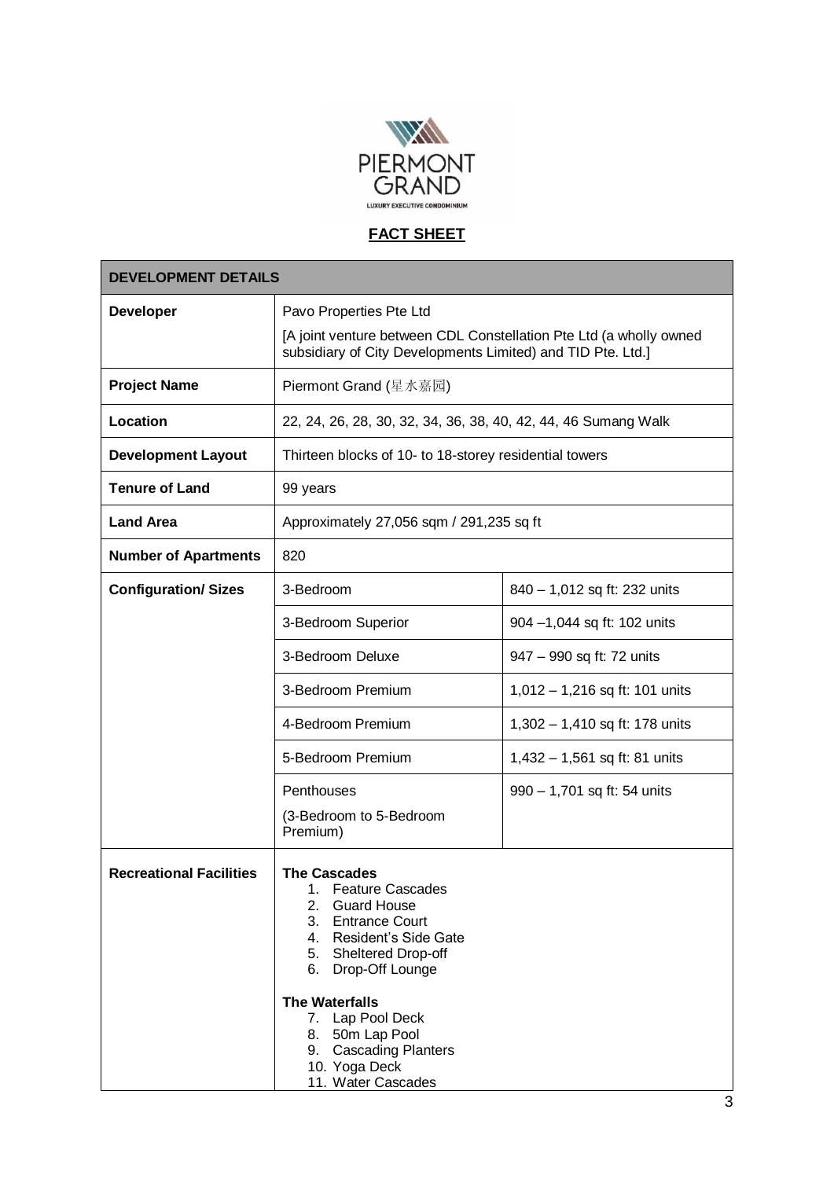PIERMONT GRAND

LUXURY EXECUTIVE CONDOMINIUM

## FACT SHEET

| DEVELOPMENT DETAILS | | |
|---|---|---|
| **Developer** | Pavo Properties Pte Ltd<br>[A joint venture between CDL Constellation Pte Ltd (a wholly owned subsidiary of City Developments Limited) and TID Pte. Ltd.] | |
| **Project Name** | Piermont Grand (星水嘉园) | |
| **Location** | 22, 24, 26, 28, 30, 32, 34, 36, 38, 40, 42, 44, 46 Sumang Walk | |
| **Development Layout** | Thirteen blocks of 10- to 18-storey residential towers | |
| **Tenure of Land** | 99 years | |
| **Land Area** | Approximately 27,056 sqm / 291,235 sq ft | |
| **Number of Apartments** | 820 | |
| **Configuration/ Sizes** | 3-Bedroom | 840 – 1,012 sq ft: 232 units |
| | 3-Bedroom Superior | 904 –1,044 sq ft: 102 units |
| | 3-Bedroom Deluxe | 947 – 990 sq ft: 72 units |
| | 3-Bedroom Premium | 1,012 – 1,216 sq ft: 101 units |
| | 4-Bedroom Premium | 1,302 – 1,410 sq ft: 178 units |
| | 5-Bedroom Premium | 1,432 – 1,561 sq ft: 81 units |
| | Penthouses<br>(3-Bedroom to 5-Bedroom Premium) | 990 – 1,701 sq ft: 54 units |
| **Recreational Facilities** | **The Cascades**<br>1. Feature Cascades<br>2. Guard House<br>3. Entrance Court<br>4. Resident's Side Gate<br>5. Sheltered Drop-off<br>6. Drop-Off Lounge<br><br>**The Waterfalls**<br>7. Lap Pool Deck<br>8. 50m Lap Pool<br>9. Cascading Planters<br>10. Yoga Deck<br>11. Water Cascades | |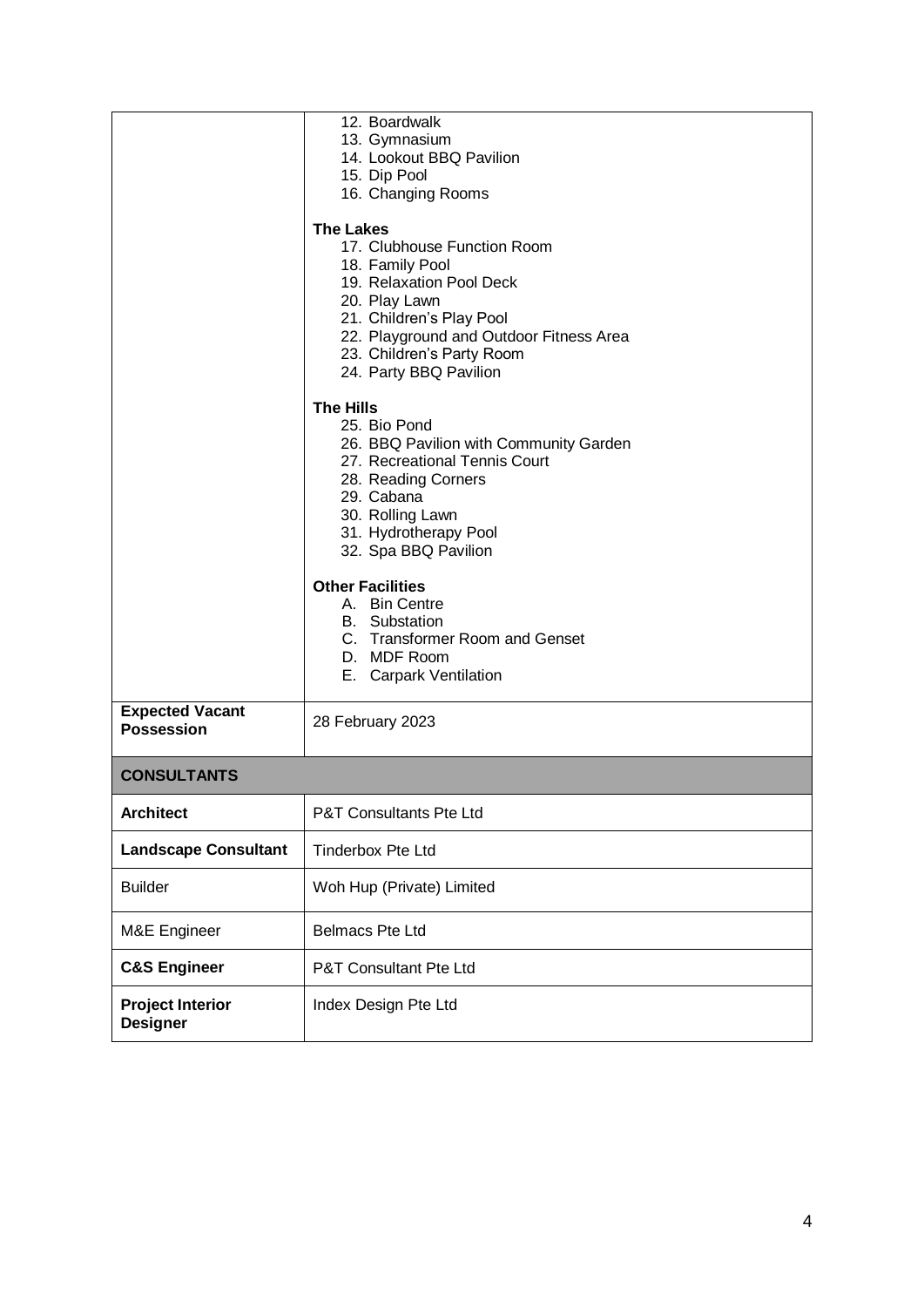| | |
|---|---|
| | 12. Boardwalk<br>13. Gymnasium<br>14. Lookout BBQ Pavilion<br>15. Dip Pool<br>16. Changing Rooms<br><br>**The Lakes**<br>17. Clubhouse Function Room<br>18. Family Pool<br>19. Relaxation Pool Deck<br>20. Play Lawn<br>21. Children's Play Pool<br>22. Playground and Outdoor Fitness Area<br>23. Children's Party Room<br>24. Party BBQ Pavilion<br><br>**The Hills**<br>25. Bio Pond<br>26. BBQ Pavilion with Community Garden<br>27. Recreational Tennis Court<br>28. Reading Corners<br>29. Cabana<br>30. Rolling Lawn<br>31. Hydrotherapy Pool<br>32. Spa BBQ Pavilion<br><br>**Other Facilities**<br>A. Bin Centre<br>B. Substation<br>C. Transformer Room and Genset<br>D. MDF Room<br>E. Carpark Ventilation |
| **Expected Vacant Possession** | 28 February 2023 |
| **CONSULTANTS** | |
| **Architect** | P&T Consultants Pte Ltd |
| **Landscape Consultant** | Tinderbox Pte Ltd |
| Builder | Woh Hup (Private) Limited |
| M&E Engineer | Belmacs Pte Ltd |
| **C&S Engineer** | P&T Consultant Pte Ltd |
| **Project Interior Designer** | Index Design Pte Ltd |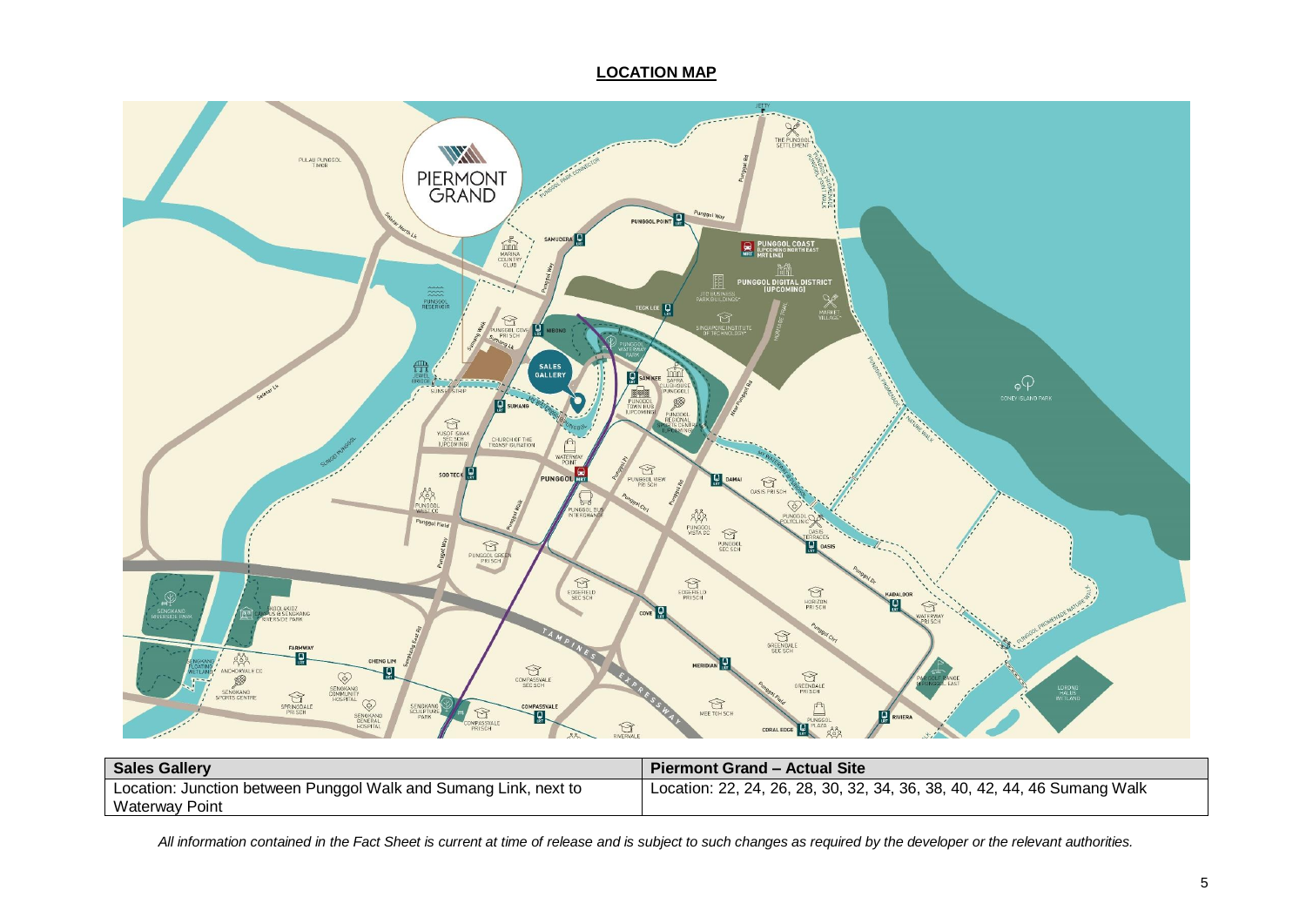## LOCATION MAP

| Sales Gallery | Piermont Grand – Actual Site |
| --- | --- |
| Location: Junction between Punggol Walk and Sumang Link, next to Waterway Point | Location: 22, 24, 26, 28, 30, 32, 34, 36, 38, 40, 42, 44, 46 Sumang Walk |

*All information contained in the Fact Sheet is current at time of release and is subject to such changes as required by the developer or the relevant authorities.*